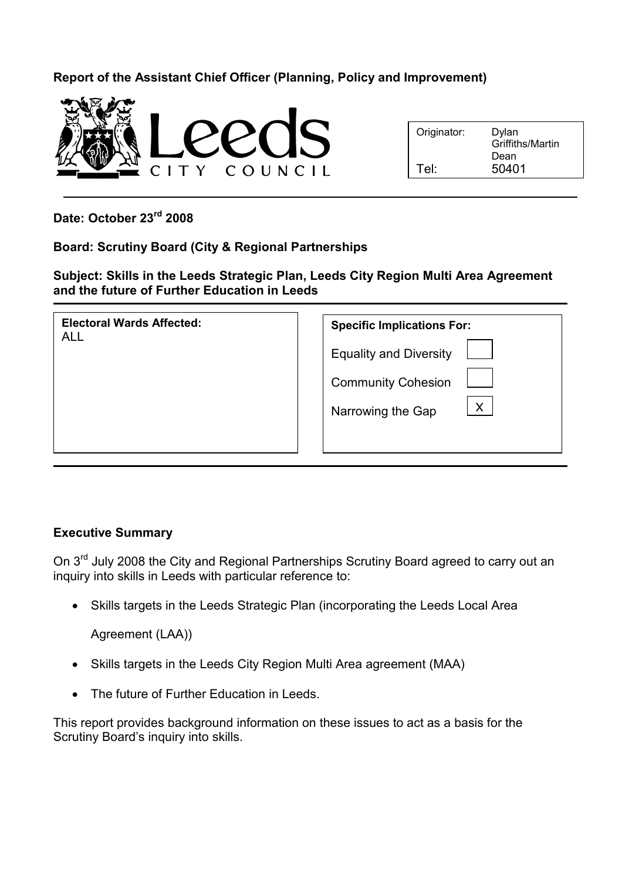**Report of the Assistant Chief Officer (Planning, Policy and Improvement)**

| Originator: | Dylan Griffiths/Martin Dean |
|---|---|
| Tel: | 50401 |

**Date: October 23rd 2008**

**Board: Scrutiny Board (City & Regional Partnerships**

**Subject: Skills in the Leeds Strategic Plan, Leeds City Region Multi Area Agreement and the future of Further Education in Leeds**

| **Electoral Wards Affected:** | **Specific Implications For:** | |
|---|---|---|
| ALL | Equality and Diversity | |
| | Community Cohesion | |
| | Narrowing the Gap | X |

## Executive Summary

On 3rd July 2008 the City and Regional Partnerships Scrutiny Board agreed to carry out an inquiry into skills in Leeds with particular reference to:

- Skills targets in the Leeds Strategic Plan (incorporating the Leeds Local Area Agreement (LAA))
- Skills targets in the Leeds City Region Multi Area agreement (MAA)
- The future of Further Education in Leeds.

This report provides background information on these issues to act as a basis for the Scrutiny Board's inquiry into skills.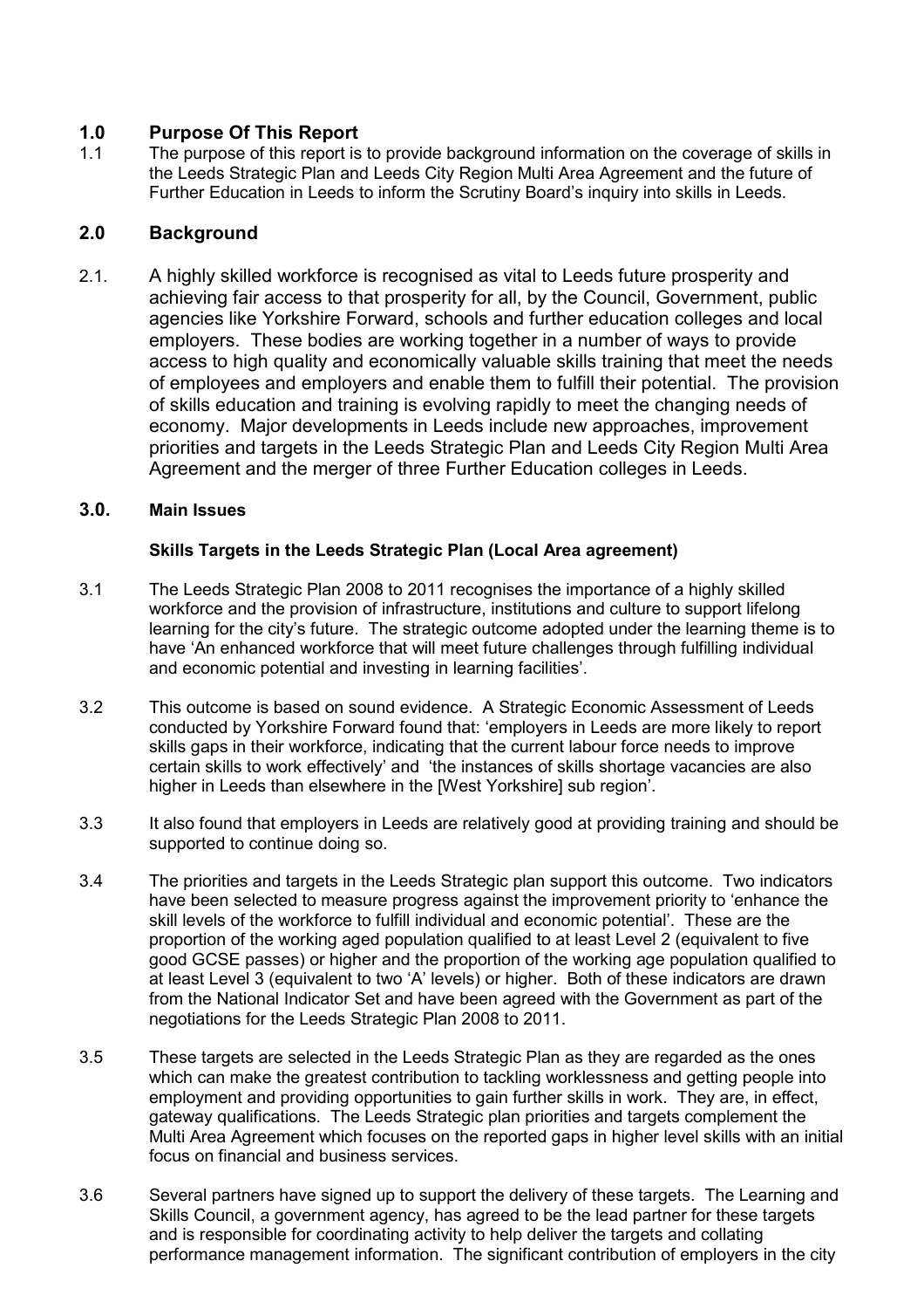## 1.0 Purpose Of This Report

1.1 The purpose of this report is to provide background information on the coverage of skills in the Leeds Strategic Plan and Leeds City Region Multi Area Agreement and the future of Further Education in Leeds to inform the Scrutiny Board's inquiry into skills in Leeds.

## 2.0 Background

2.1. A highly skilled workforce is recognised as vital to Leeds future prosperity and achieving fair access to that prosperity for all, by the Council, Government, public agencies like Yorkshire Forward, schools and further education colleges and local employers. These bodies are working together in a number of ways to provide access to high quality and economically valuable skills training that meet the needs of employees and employers and enable them to fulfill their potential. The provision of skills education and training is evolving rapidly to meet the changing needs of economy. Major developments in Leeds include new approaches, improvement priorities and targets in the Leeds Strategic Plan and Leeds City Region Multi Area Agreement and the merger of three Further Education colleges in Leeds.

## 3.0. Main Issues

### Skills Targets in the Leeds Strategic Plan (Local Area agreement)

3.1 The Leeds Strategic Plan 2008 to 2011 recognises the importance of a highly skilled workforce and the provision of infrastructure, institutions and culture to support lifelong learning for the city's future. The strategic outcome adopted under the learning theme is to have 'An enhanced workforce that will meet future challenges through fulfilling individual and economic potential and investing in learning facilities'.

3.2 This outcome is based on sound evidence. A Strategic Economic Assessment of Leeds conducted by Yorkshire Forward found that: 'employers in Leeds are more likely to report skills gaps in their workforce, indicating that the current labour force needs to improve certain skills to work effectively' and 'the instances of skills shortage vacancies are also higher in Leeds than elsewhere in the [West Yorkshire] sub region'.

3.3 It also found that employers in Leeds are relatively good at providing training and should be supported to continue doing so.

3.4 The priorities and targets in the Leeds Strategic plan support this outcome. Two indicators have been selected to measure progress against the improvement priority to 'enhance the skill levels of the workforce to fulfill individual and economic potential'. These are the proportion of the working aged population qualified to at least Level 2 (equivalent to five good GCSE passes) or higher and the proportion of the working age population qualified to at least Level 3 (equivalent to two 'A' levels) or higher. Both of these indicators are drawn from the National Indicator Set and have been agreed with the Government as part of the negotiations for the Leeds Strategic Plan 2008 to 2011.

3.5 These targets are selected in the Leeds Strategic Plan as they are regarded as the ones which can make the greatest contribution to tackling worklessness and getting people into employment and providing opportunities to gain further skills in work. They are, in effect, gateway qualifications. The Leeds Strategic plan priorities and targets complement the Multi Area Agreement which focuses on the reported gaps in higher level skills with an initial focus on financial and business services.

3.6 Several partners have signed up to support the delivery of these targets. The Learning and Skills Council, a government agency, has agreed to be the lead partner for these targets and is responsible for coordinating activity to help deliver the targets and collating performance management information. The significant contribution of employers in the city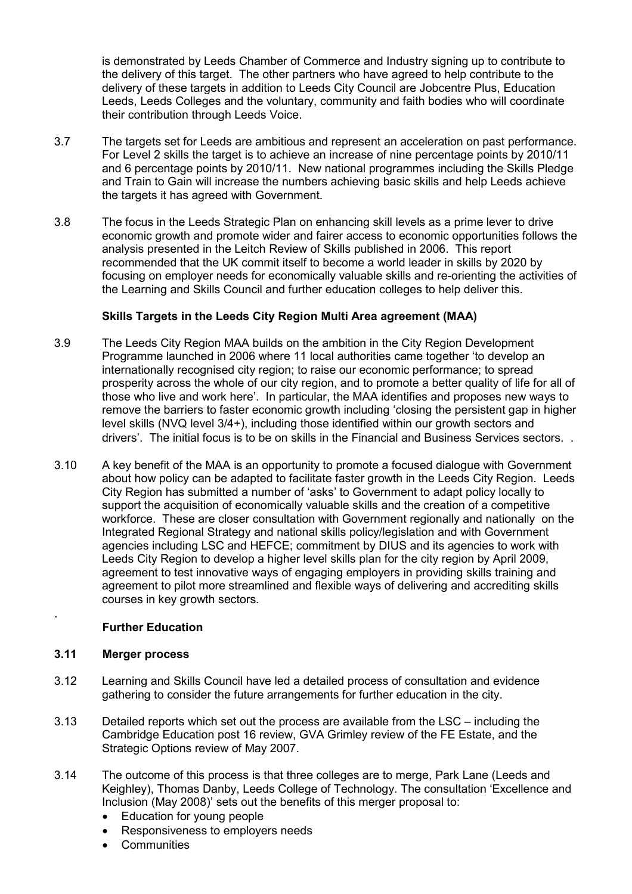is demonstrated by Leeds Chamber of Commerce and Industry signing up to contribute to the delivery of this target. The other partners who have agreed to help contribute to the delivery of these targets in addition to Leeds City Council are Jobcentre Plus, Education Leeds, Leeds Colleges and the voluntary, community and faith bodies who will coordinate their contribution through Leeds Voice.

3.7 The targets set for Leeds are ambitious and represent an acceleration on past performance. For Level 2 skills the target is to achieve an increase of nine percentage points by 2010/11 and 6 percentage points by 2010/11. New national programmes including the Skills Pledge and Train to Gain will increase the numbers achieving basic skills and help Leeds achieve the targets it has agreed with Government.

3.8 The focus in the Leeds Strategic Plan on enhancing skill levels as a prime lever to drive economic growth and promote wider and fairer access to economic opportunities follows the analysis presented in the Leitch Review of Skills published in 2006. This report recommended that the UK commit itself to become a world leader in skills by 2020 by focusing on employer needs for economically valuable skills and re-orienting the activities of the Learning and Skills Council and further education colleges to help deliver this.

**Skills Targets in the Leeds City Region Multi Area agreement (MAA)**

3.9 The Leeds City Region MAA builds on the ambition in the City Region Development Programme launched in 2006 where 11 local authorities came together 'to develop an internationally recognised city region; to raise our economic performance; to spread prosperity across the whole of our city region, and to promote a better quality of life for all of those who live and work here'. In particular, the MAA identifies and proposes new ways to remove the barriers to faster economic growth including 'closing the persistent gap in higher level skills (NVQ level 3/4+), including those identified within our growth sectors and drivers'. The initial focus is to be on skills in the Financial and Business Services sectors. .

3.10 A key benefit of the MAA is an opportunity to promote a focused dialogue with Government about how policy can be adapted to facilitate faster growth in the Leeds City Region. Leeds City Region has submitted a number of 'asks' to Government to adapt policy locally to support the acquisition of economically valuable skills and the creation of a competitive workforce. These are closer consultation with Government regionally and nationally on the Integrated Regional Strategy and national skills policy/legislation and with Government agencies including LSC and HEFCE; commitment by DIUS and its agencies to work with Leeds City Region to develop a higher level skills plan for the city region by April 2009, agreement to test innovative ways of engaging employers in providing skills training and agreement to pilot more streamlined and flexible ways of delivering and accrediting skills courses in key growth sectors.

.

**Further Education**

**3.11 Merger process**

3.12 Learning and Skills Council have led a detailed process of consultation and evidence gathering to consider the future arrangements for further education in the city.

3.13 Detailed reports which set out the process are available from the LSC – including the Cambridge Education post 16 review, GVA Grimley review of the FE Estate, and the Strategic Options review of May 2007.

3.14 The outcome of this process is that three colleges are to merge, Park Lane (Leeds and Keighley), Thomas Danby, Leeds College of Technology. The consultation 'Excellence and Inclusion (May 2008)' sets out the benefits of this merger proposal to:

- Education for young people
- Responsiveness to employers needs
- Communities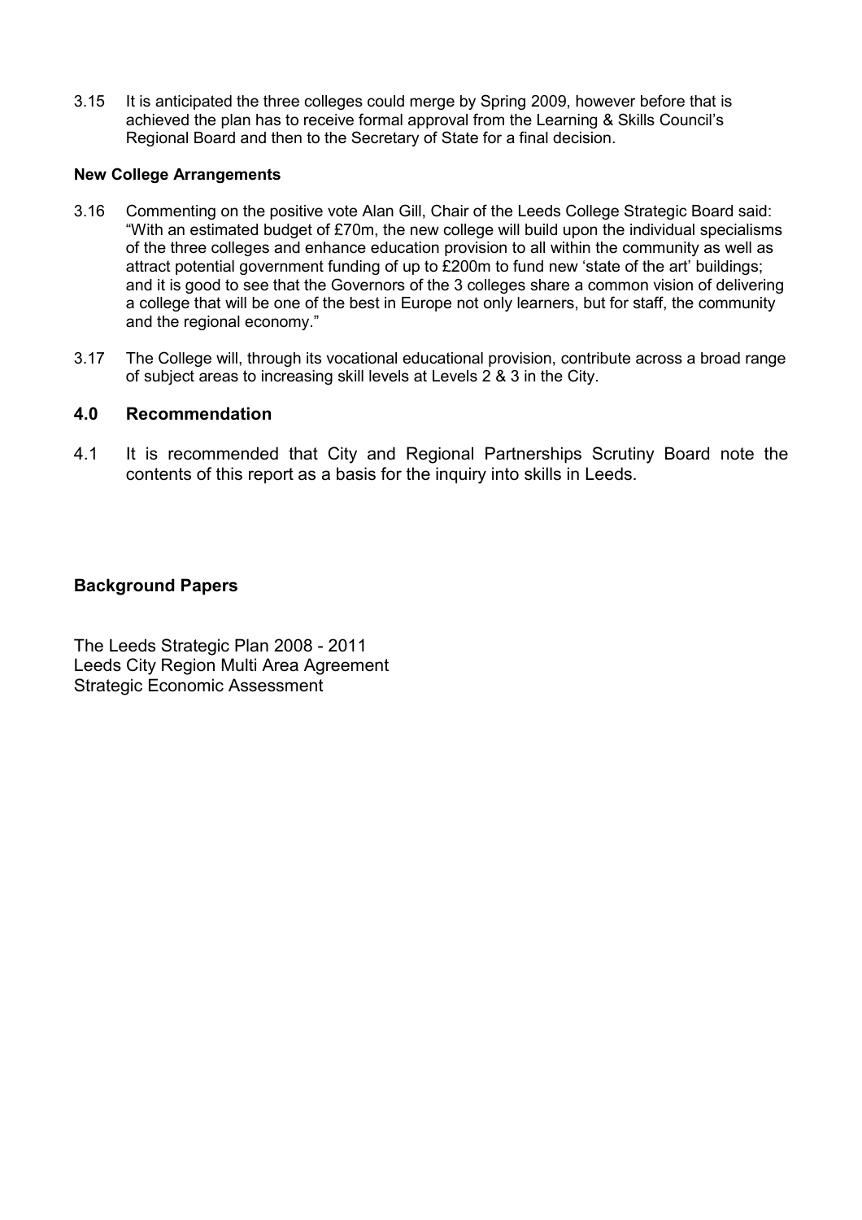3.15 It is anticipated the three colleges could merge by Spring 2009, however before that is achieved the plan has to receive formal approval from the Learning & Skills Council's Regional Board and then to the Secretary of State for a final decision.

**New College Arrangements**

3.16 Commenting on the positive vote Alan Gill, Chair of the Leeds College Strategic Board said: "With an estimated budget of £70m, the new college will build upon the individual specialisms of the three colleges and enhance education provision to all within the community as well as attract potential government funding of up to £200m to fund new 'state of the art' buildings; and it is good to see that the Governors of the 3 colleges share a common vision of delivering a college that will be one of the best in Europe not only learners, but for staff, the community and the regional economy."

3.17 The College will, through its vocational educational provision, contribute across a broad range of subject areas to increasing skill levels at Levels 2 & 3 in the City.

## 4.0 Recommendation

4.1 It is recommended that City and Regional Partnerships Scrutiny Board note the contents of this report as a basis for the inquiry into skills in Leeds.

**Background Papers**

The Leeds Strategic Plan 2008 - 2011
Leeds City Region Multi Area Agreement
Strategic Economic Assessment